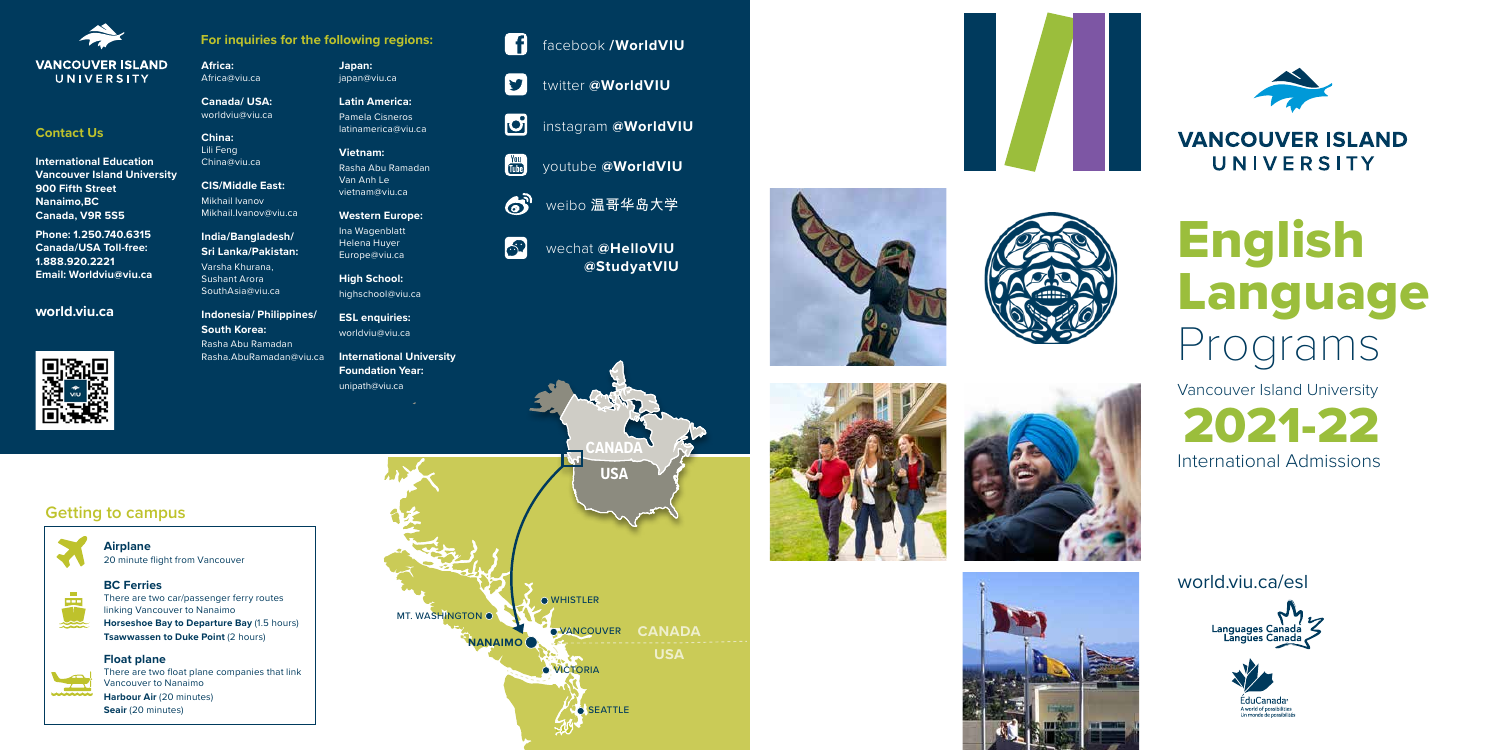# English Language Programs

Vancouver Island University

## 2021-22

International Admissions

world.viu.ca/esl

Languages Canada / Langues Canada

ÉduCanada — A world of possibilities / Un monde de possibilités

---

VANCOUVER ISLAND UNIVERSITY

## Contact Us

**International Education**
**Vancouver Island University**
**900 Fifth Street**
**Nanaimo,BC**
**Canada, V9R 5S5**

**Phone: 1.250.740.6315**
**Canada/USA Toll-free: 1.888.920.2221**
**Email: Worldviu@viu.ca**

**world.viu.ca**

## For inquiries for the following regions:

**Africa:**
Africa@viu.ca

**Canada/ USA:**
worldviu@viu.ca

**China:**
Lili Feng
China@viu.ca

**CIS/Middle East:**
Mikhail Ivanov
Mikhail.Ivanov@viu.ca

**India/Bangladesh/ Sri Lanka/Pakistan:**
Varsha Khurana,
Sushant Arora
SouthAsia@viu.ca

**Indonesia/ Philippines/ South Korea:**
Rasha Abu Ramadan
Rasha.AbuRamadan@viu.ca

**Japan:**
japan@viu.ca

**Latin America:**
Pamela Cisneros
latinamerica@viu.ca

**Vietnam:**
Rasha Abu Ramadan
Van Anh Le
vietnam@viu.ca

**Western Europe:**
Ina Wagenblatt
Helena Huyer
Europe@viu.ca

**High School:**
highschool@viu.ca

**ESL enquiries:**
worldviu@viu.ca

**International University Foundation Year:**
unipath@viu.ca

facebook **/WorldVIU**

twitter **@WorldVIU**

instagram **@WorldVIU**

youtube **@WorldVIU**

weibo 温哥华岛大学

wechat **@HelloVIU @StudyatVIU**

## Getting to campus

**Airplane**
20 minute flight from Vancouver

**BC Ferries**
There are two car/passenger ferry routes linking Vancouver to Nanaimo
**Horseshoe Bay to Departure Bay** (1.5 hours)
**Tsawwassen to Duke Point** (2 hours)

**Float plane**
There are two float plane companies that link Vancouver to Nanaimo
**Harbour Air** (20 minutes)
**Seair** (20 minutes)

CANADA
USA
WHISTLER
MT. WASHINGTON
NANAIMO
VANCOUVER
VICTORIA
SEATTLE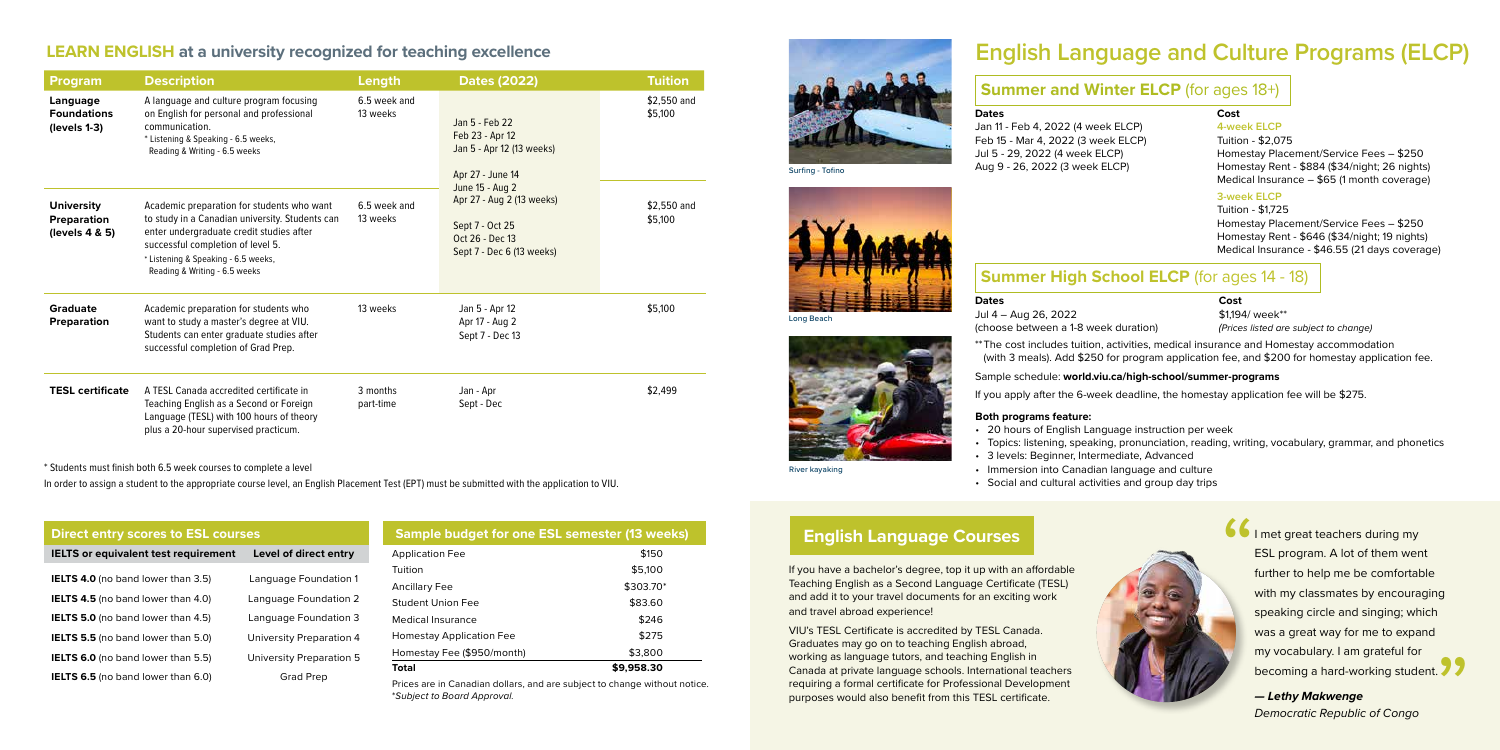## LEARN ENGLISH at a university recognized for teaching excellence

| Program | Description | Length | Dates (2022) | Tuition |
|---|---|---|---|---|
| **Language Foundations (levels 1-3)** | A language and culture program focusing on English for personal and professional communication. * Listening & Speaking - 6.5 weeks, Reading & Writing - 6.5 weeks | 6.5 week and 13 weeks | Jan 5 - Feb 22<br>Feb 23 - Apr 12<br>Jan 5 - Apr 12 (13 weeks)<br>Apr 27 - June 14<br>June 15 - Aug 2<br>Apr 27 - Aug 2 (13 weeks)<br>Sept 7 - Oct 25<br>Oct 26 - Dec 13<br>Sept 7 - Dec 6 (13 weeks) | $2,550 and $5,100 |
| **University Preparation (levels 4 & 5)** | Academic preparation for students who want to study in a Canadian university. Students can enter undergraduate credit studies after successful completion of level 5. * Listening & Speaking - 6.5 weeks, Reading & Writing - 6.5 weeks | 6.5 week and 13 weeks | | $2,550 and $5,100 |
| **Graduate Preparation** | Academic preparation for students who want to study a master's degree at VIU. Students can enter graduate studies after successful completion of Grad Prep. | 13 weeks | Jan 5 - Apr 12<br>Apr 17 - Aug 2<br>Sept 7 - Dec 13 | $5,100 |
| **TESL certificate** | A TESL Canada accredited certificate in Teaching English as a Second or Foreign Language (TESL) with 100 hours of theory plus a 20-hour supervised practicum. | 3 months part-time | Jan - Apr<br>Sept - Dec | $2,499 |

* Students must finish both 6.5 week courses to complete a level

In order to assign a student to the appropriate course level, an English Placement Test (EPT) must be submitted with the application to VIU.

| Direct entry scores to ESL courses | |
|---|---|
| **IELTS or equivalent test requirement** | **Level of direct entry** |
| **IELTS 4.0** (no band lower than 3.5) | Language Foundation 1 |
| **IELTS 4.5** (no band lower than 4.0) | Language Foundation 2 |
| **IELTS 5.0** (no band lower than 4.5) | Language Foundation 3 |
| **IELTS 5.5** (no band lower than 5.0) | University Preparation 4 |
| **IELTS 6.0** (no band lower than 5.5) | University Preparation 5 |
| **IELTS 6.5** (no band lower than 6.0) | Grad Prep |

| Sample budget for one ESL semester (13 weeks) | |
|---|---|
| Application Fee | $150 |
| Tuition | $5,100 |
| Ancillary Fee | $303.70* |
| Student Union Fee | $83.60 |
| Medical Insurance | $246 |
| Homestay Application Fee | $275 |
| Homestay Fee ($950/month) | $3,800 |
| **Total** | **$9,958.30** |

Prices are in Canadian dollars, and are subject to change without notice.
*Subject to Board Approval.

Surfing - Tofino

Long Beach

River kayaking

# English Language and Culture Programs (ELCP)

## Summer and Winter ELCP (for ages 18+)

**Dates**

Jan 11 - Feb 4, 2022 (4 week ELCP)
Feb 15 - Mar 4, 2022 (3 week ELCP)
Jul 5 - 29, 2022 (4 week ELCP)
Aug 9 - 26, 2022 (3 week ELCP)

**Cost**

**4-week ELCP**
Tuition - $2,075
Homestay Placement/Service Fees – $250
Homestay Rent - $884 ($34/night; 26 nights)
Medical Insurance – $65 (1 month coverage)

**3-week ELCP**
Tuition - $1,725
Homestay Placement/Service Fees – $250
Homestay Rent - $646 ($34/night; 19 nights)
Medical Insurance - $46.55 (21 days coverage)

## Summer High School ELCP (for ages 14 - 18)

**Dates**

Jul 4 – Aug 26, 2022
(choose between a 1-8 week duration)

**Cost**

$1,194/ week**
*(Prices listed are subject to change)*

**The cost includes tuition, activities, medical insurance and Homestay accommodation (with 3 meals). Add $250 for program application fee, and $200 for homestay application fee.

Sample schedule: **world.viu.ca/high-school/summer-programs**

If you apply after the 6-week deadline, the homestay application fee will be $275.

**Both programs feature:**

- 20 hours of English Language instruction per week
- Topics: listening, speaking, pronunciation, reading, writing, vocabulary, grammar, and phonetics
- 3 levels: Beginner, Intermediate, Advanced
- Immersion into Canadian language and culture
- Social and cultural activities and group day trips

## English Language Courses

If you have a bachelor's degree, top it up with an affordable Teaching English as a Second Language Certificate (TESL) and add it to your travel documents for an exciting work and travel abroad experience!

VIU's TESL Certificate is accredited by TESL Canada. Graduates may go on to teaching English abroad, working as language tutors, and teaching English in Canada at private language schools. International teachers requiring a formal certificate for Professional Development purposes would also benefit from this TESL certificate.

"I met great teachers during my ESL program. A lot of them went further to help me be comfortable with my classmates by encouraging speaking circle and singing; which was a great way for me to expand my vocabulary. I am grateful for becoming a hard-working student."

***— Lethy Makwenge***
*Democratic Republic of Congo*